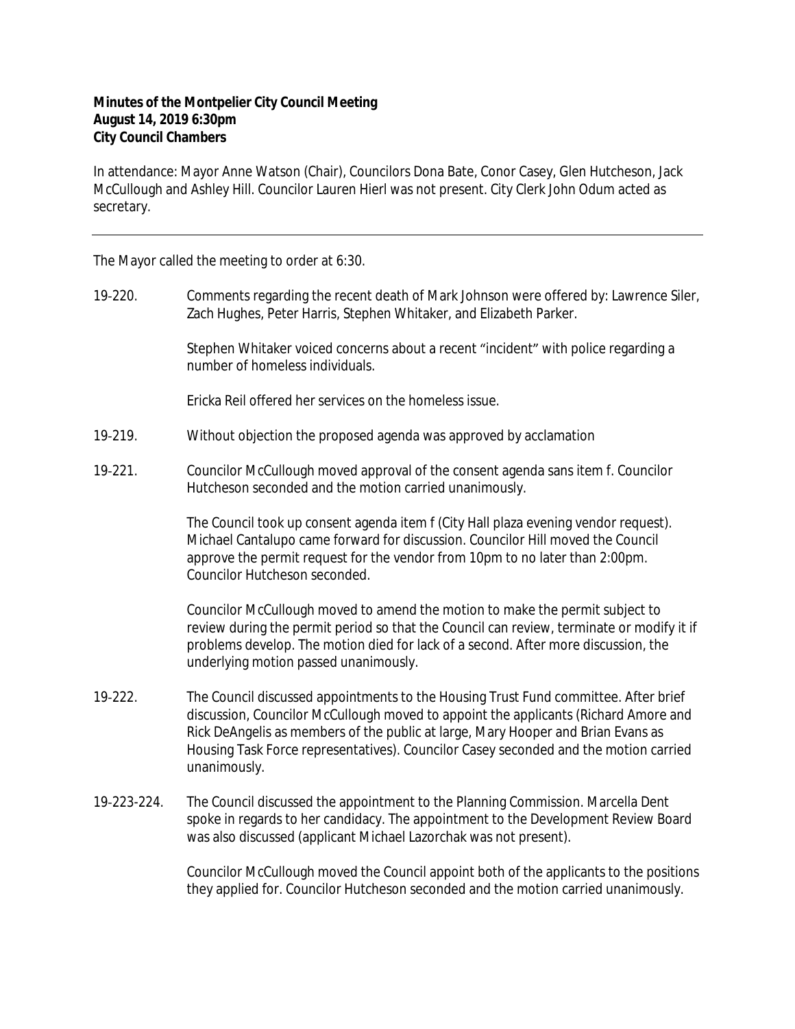**Minutes of the Montpelier City Council Meeting**
**August 14, 2019 6:30pm**
**City Council Chambers**

In attendance: Mayor Anne Watson (Chair), Councilors Dona Bate, Conor Casey, Glen Hutcheson, Jack McCullough and Ashley Hill. Councilor Lauren Hierl was not present. City Clerk John Odum acted as secretary.

---

The Mayor called the meeting to order at 6:30.

19-220. Comments regarding the recent death of Mark Johnson were offered by: Lawrence Siler, Zach Hughes, Peter Harris, Stephen Whitaker, and Elizabeth Parker.

Stephen Whitaker voiced concerns about a recent "incident" with police regarding a number of homeless individuals.

Ericka Reil offered her services on the homeless issue.

19-219. Without objection the proposed agenda was approved by acclamation

19-221. Councilor McCullough moved approval of the consent agenda sans item f. Councilor Hutcheson seconded and the motion carried unanimously.

The Council took up consent agenda item f (City Hall plaza evening vendor request). Michael Cantalupo came forward for discussion. Councilor Hill moved the Council approve the permit request for the vendor from 10pm to no later than 2:00pm. Councilor Hutcheson seconded.

Councilor McCullough moved to amend the motion to make the permit subject to review during the permit period so that the Council can review, terminate or modify it if problems develop. The motion died for lack of a second. After more discussion, the underlying motion passed unanimously.

19-222. The Council discussed appointments to the Housing Trust Fund committee. After brief discussion, Councilor McCullough moved to appoint the applicants (Richard Amore and Rick DeAngelis as members of the public at large, Mary Hooper and Brian Evans as Housing Task Force representatives). Councilor Casey seconded and the motion carried unanimously.

19-223-224. The Council discussed the appointment to the Planning Commission. Marcella Dent spoke in regards to her candidacy. The appointment to the Development Review Board was also discussed (applicant Michael Lazorchak was not present).

Councilor McCullough moved the Council appoint both of the applicants to the positions they applied for. Councilor Hutcheson seconded and the motion carried unanimously.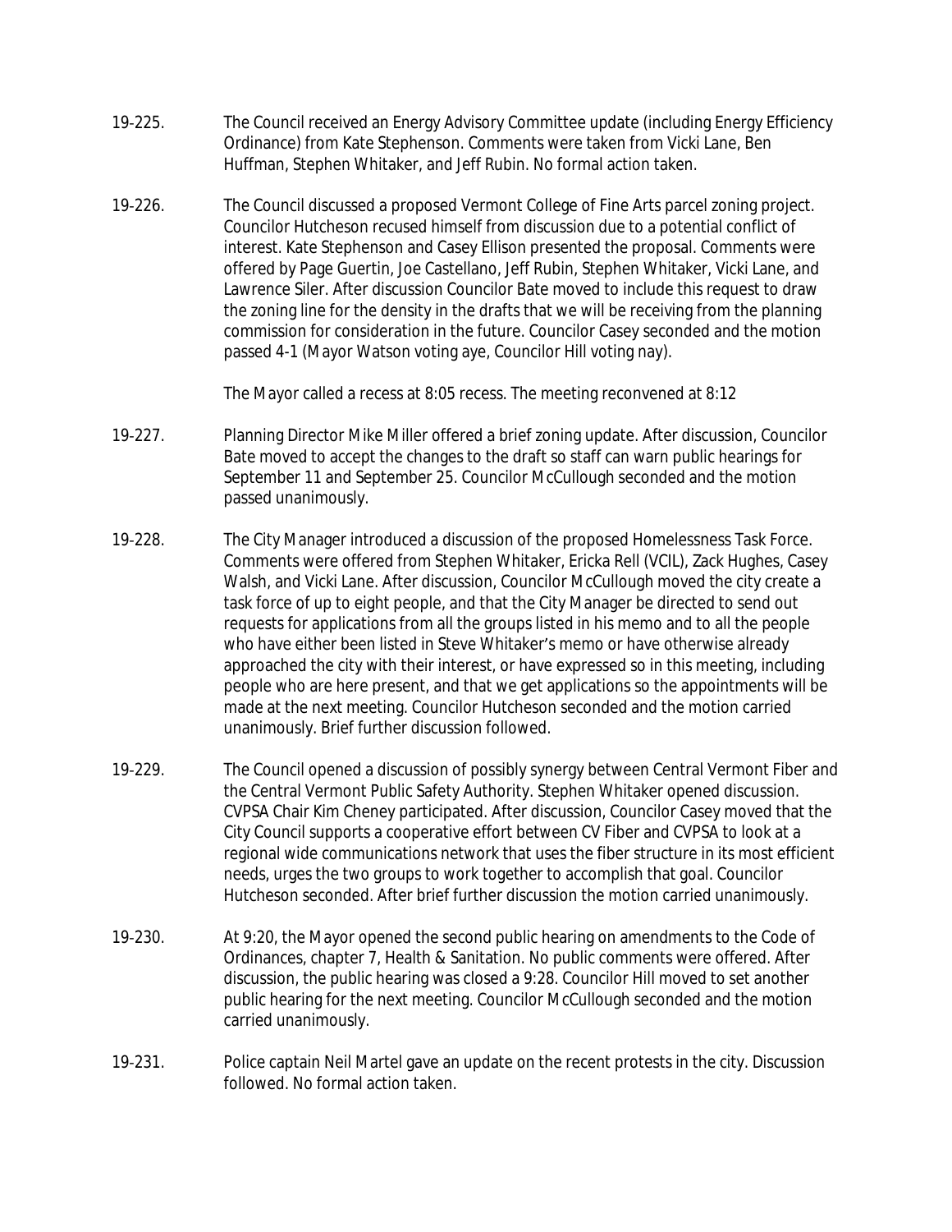19-225. The Council received an Energy Advisory Committee update (including Energy Efficiency Ordinance) from Kate Stephenson. Comments were taken from Vicki Lane, Ben Huffman, Stephen Whitaker, and Jeff Rubin. No formal action taken.

19-226. The Council discussed a proposed Vermont College of Fine Arts parcel zoning project. Councilor Hutcheson recused himself from discussion due to a potential conflict of interest. Kate Stephenson and Casey Ellison presented the proposal. Comments were offered by Page Guertin, Joe Castellano, Jeff Rubin, Stephen Whitaker, Vicki Lane, and Lawrence Siler. After discussion Councilor Bate moved to include this request to draw the zoning line for the density in the drafts that we will be receiving from the planning commission for consideration in the future. Councilor Casey seconded and the motion passed 4-1 (Mayor Watson voting aye, Councilor Hill voting nay).

The Mayor called a recess at 8:05 recess. The meeting reconvened at 8:12

19-227. Planning Director Mike Miller offered a brief zoning update. After discussion, Councilor Bate moved to accept the changes to the draft so staff can warn public hearings for September 11 and September 25. Councilor McCullough seconded and the motion passed unanimously.

19-228. The City Manager introduced a discussion of the proposed Homelessness Task Force. Comments were offered from Stephen Whitaker, Ericka Rell (VCIL), Zack Hughes, Casey Walsh, and Vicki Lane. After discussion, Councilor McCullough moved the city create a task force of up to eight people, and that the City Manager be directed to send out requests for applications from all the groups listed in his memo and to all the people who have either been listed in Steve Whitaker's memo or have otherwise already approached the city with their interest, or have expressed so in this meeting, including people who are here present, and that we get applications so the appointments will be made at the next meeting. Councilor Hutcheson seconded and the motion carried unanimously. Brief further discussion followed.

19-229. The Council opened a discussion of possibly synergy between Central Vermont Fiber and the Central Vermont Public Safety Authority. Stephen Whitaker opened discussion. CVPSA Chair Kim Cheney participated. After discussion, Councilor Casey moved that the City Council supports a cooperative effort between CV Fiber and CVPSA to look at a regional wide communications network that uses the fiber structure in its most efficient needs, urges the two groups to work together to accomplish that goal. Councilor Hutcheson seconded. After brief further discussion the motion carried unanimously.

19-230. At 9:20, the Mayor opened the second public hearing on amendments to the Code of Ordinances, chapter 7, Health & Sanitation. No public comments were offered. After discussion, the public hearing was closed a 9:28. Councilor Hill moved to set another public hearing for the next meeting. Councilor McCullough seconded and the motion carried unanimously.

19-231. Police captain Neil Martel gave an update on the recent protests in the city. Discussion followed. No formal action taken.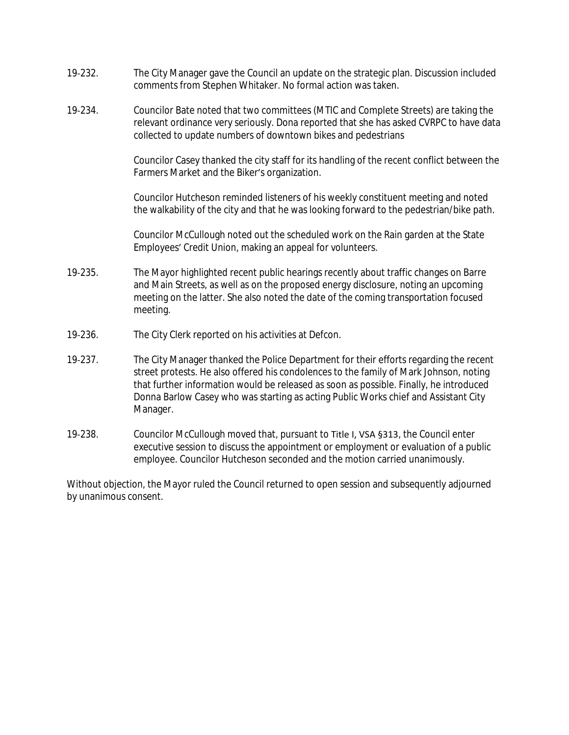19-232. The City Manager gave the Council an update on the strategic plan. Discussion included comments from Stephen Whitaker. No formal action was taken.

19-234. Councilor Bate noted that two committees (MTIC and Complete Streets) are taking the relevant ordinance very seriously. Dona reported that she has asked CVRPC to have data collected to update numbers of downtown bikes and pedestrians

Councilor Casey thanked the city staff for its handling of the recent conflict between the Farmers Market and the Biker's organization.

Councilor Hutcheson reminded listeners of his weekly constituent meeting and noted the walkability of the city and that he was looking forward to the pedestrian/bike path.

Councilor McCullough noted out the scheduled work on the Rain garden at the State Employees' Credit Union, making an appeal for volunteers.

19-235. The Mayor highlighted recent public hearings recently about traffic changes on Barre and Main Streets, as well as on the proposed energy disclosure, noting an upcoming meeting on the latter. She also noted the date of the coming transportation focused meeting.

19-236. The City Clerk reported on his activities at Defcon.

19-237. The City Manager thanked the Police Department for their efforts regarding the recent street protests. He also offered his condolences to the family of Mark Johnson, noting that further information would be released as soon as possible. Finally, he introduced Donna Barlow Casey who was starting as acting Public Works chief and Assistant City Manager.

19-238. Councilor McCullough moved that, pursuant to Title I, VSA §313, the Council enter executive session to discuss the appointment or employment or evaluation of a public employee. Councilor Hutcheson seconded and the motion carried unanimously.

Without objection, the Mayor ruled the Council returned to open session and subsequently adjourned by unanimous consent.